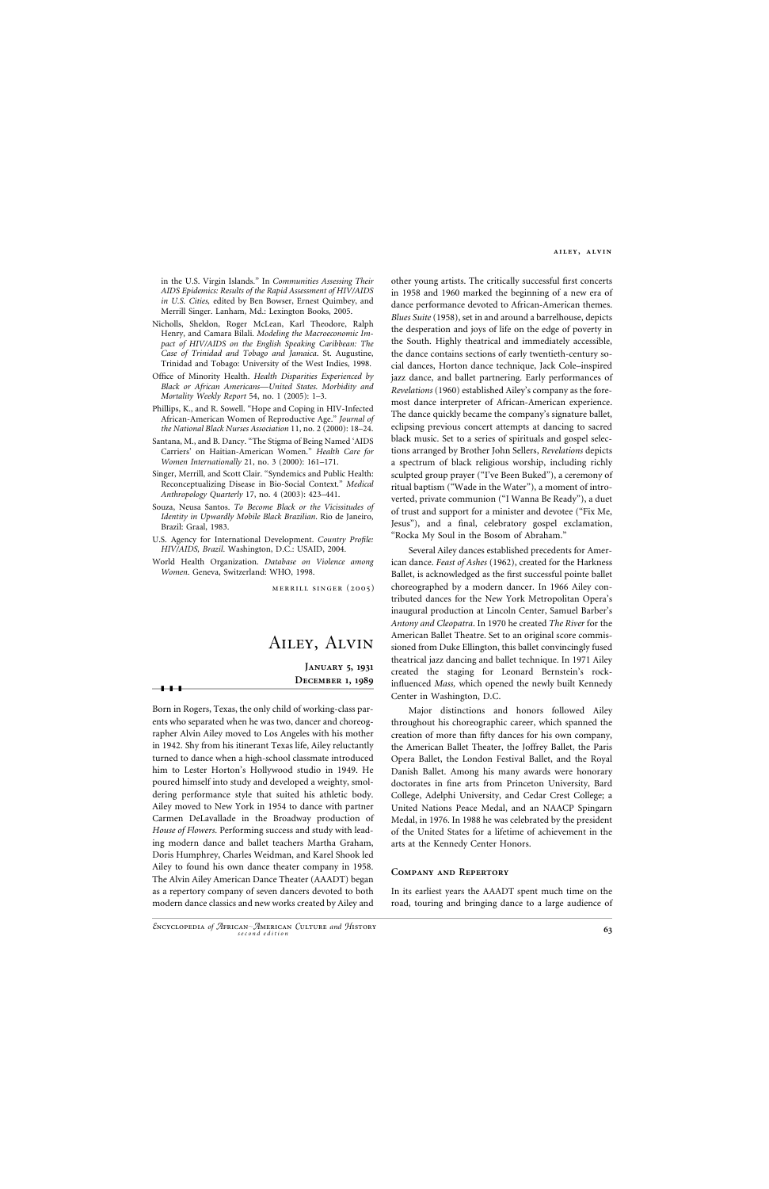in the U.S. Virgin Islands." In *Communities Assessing Their AIDS Epidemics: Results of the Rapid Assessment of HIV/AIDS in U.S. Cities,* edited by Ben Bowser, Ernest Quimbey, and Merrill Singer. Lanham, Md.: Lexington Books, 2005.

Nicholls, Sheldon, Roger McLean, Karl Theodore, Ralph Henry, and Camara Bilali. *Modeling the Macroeconomic Impact of HIV/AIDS on the English Speaking Caribbean: The Case of Trinidad and Tobago and Jamaica*. St. Augustine, Trinidad and Tobago: University of the West Indies, 1998.

Office of Minority Health. *Health Disparities Experienced by Black or African Americans—United States. Morbidity and Mortality Weekly Report* 54, no. 1 (2005): 1–3.

Phillips, K., and R. Sowell. "Hope and Coping in HIV-Infected African-American Women of Reproductive Age." *Journal of the National Black Nurses Association* 11, no. 2 (2000): 18–24.

Santana, M., and B. Dancy. "The Stigma of Being Named 'AIDS Carriers' on Haitian-American Women." *Health Care for Women Internationally* 21, no. 3 (2000): 161–171.

Singer, Merrill, and Scott Clair. "Syndemics and Public Health: Reconceptualizing Disease in Bio-Social Context." *Medical Anthropology Quarterly* 17, no. 4 (2003): 423–441.

Souza, Neusa Santos. *To Become Black or the Vicissitudes of Identity in Upwardly Mobile Black Brazilian*. Rio de Janeiro, Brazil: Graal, 1983.

U.S. Agency for International Development. *Country Profile: HIV/AIDS, Brazil*. Washington, D.C.: USAID, 2004.

World Health Organization. *Database on Violence among Women*. Geneva, Switzerland: WHO, 1998.

MERRILL SINGER (2005)

# Ailey, Alvin

**January 5, 1931**
**December 1, 1989**

Born in Rogers, Texas, the only child of working-class parents who separated when he was two, dancer and choreographer Alvin Ailey moved to Los Angeles with his mother in 1942. Shy from his itinerant Texas life, Ailey reluctantly turned to dance when a high-school classmate introduced him to Lester Horton's Hollywood studio in 1949. He poured himself into study and developed a weighty, smoldering performance style that suited his athletic body. Ailey moved to New York in 1954 to dance with partner Carmen DeLavallade in the Broadway production of *House of Flowers*. Performing success and study with leading modern dance and ballet teachers Martha Graham, Doris Humphrey, Charles Weidman, and Karel Shook led Ailey to found his own dance theater company in 1958. The Alvin Ailey American Dance Theater (AAADT) began as a repertory company of seven dancers devoted to both modern dance classics and new works created by Ailey and other young artists. The critically successful first concerts in 1958 and 1960 marked the beginning of a new era of dance performance devoted to African-American themes. *Blues Suite* (1958), set in and around a barrelhouse, depicts the desperation and joys of life on the edge of poverty in the South. Highly theatrical and immediately accessible, the dance contains sections of early twentieth-century social dances, Horton dance technique, Jack Cole–inspired jazz dance, and ballet partnering. Early performances of *Revelations* (1960) established Ailey's company as the foremost dance interpreter of African-American experience. The dance quickly became the company's signature ballet, eclipsing previous concert attempts at dancing to sacred black music. Set to a series of spirituals and gospel selections arranged by Brother John Sellers, *Revelations* depicts a spectrum of black religious worship, including richly sculpted group prayer ("I've Been Buked"), a ceremony of ritual baptism ("Wade in the Water"), a moment of introverted, private communion ("I Wanna Be Ready"), a duet of trust and support for a minister and devotee ("Fix Me, Jesus"), and a final, celebratory gospel exclamation, "Rocka My Soul in the Bosom of Abraham."

Several Ailey dances established precedents for American dance. *Feast of Ashes* (1962), created for the Harkness Ballet, is acknowledged as the first successful pointe ballet choreographed by a modern dancer. In 1966 Ailey contributed dances for the New York Metropolitan Opera's inaugural production at Lincoln Center, Samuel Barber's *Antony and Cleopatra*. In 1970 he created *The River* for the American Ballet Theatre. Set to an original score commissioned from Duke Ellington, this ballet convincingly fused theatrical jazz dancing and ballet technique. In 1971 Ailey created the staging for Leonard Bernstein's rock-influenced *Mass,* which opened the newly built Kennedy Center in Washington, D.C.

Major distinctions and honors followed Ailey throughout his choreographic career, which spanned the creation of more than fifty dances for his own company, the American Ballet Theater, the Joffrey Ballet, the Paris Opera Ballet, the London Festival Ballet, and the Royal Danish Ballet. Among his many awards were honorary doctorates in fine arts from Princeton University, Bard College, Adelphi University, and Cedar Crest College; a United Nations Peace Medal, and an NAACP Spingarn Medal, in 1976. In 1988 he was celebrated by the president of the United States for a lifetime of achievement in the arts at the Kennedy Center Honors.

## Company and Repertory

In its earliest years the AAADT spent much time on the road, touring and bringing dance to a large audience of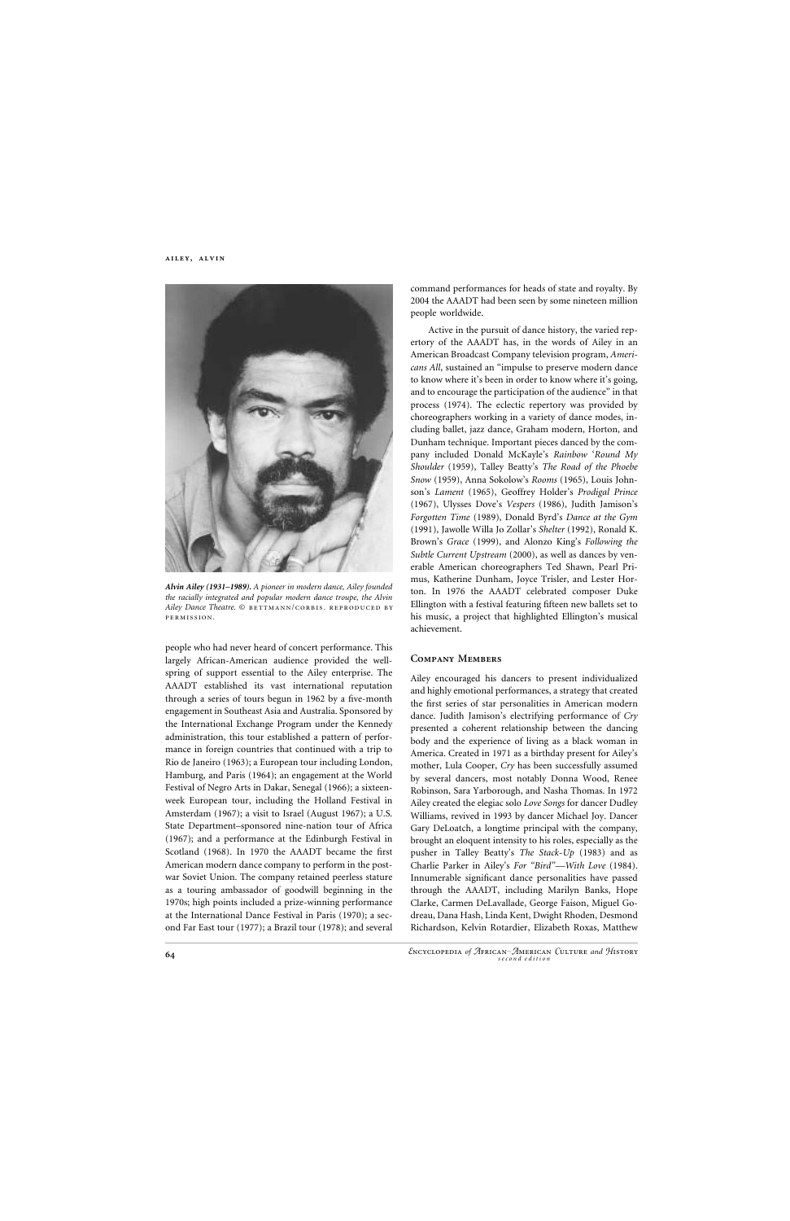*Alvin Ailey (1931–1989). A pioneer in modern dance, Ailey founded the racially integrated and popular modern dance troupe, the Alvin Ailey Dance Theatre.* © BETTMANN/CORBIS. REPRODUCED BY PERMISSION.

people who had never heard of concert performance. This largely African-American audience provided the wellspring of support essential to the Ailey enterprise. The AAADT established its vast international reputation through a series of tours begun in 1962 by a five-month engagement in Southeast Asia and Australia. Sponsored by the International Exchange Program under the Kennedy administration, this tour established a pattern of performance in foreign countries that continued with a trip to Rio de Janeiro (1963); a European tour including London, Hamburg, and Paris (1964); an engagement at the World Festival of Negro Arts in Dakar, Senegal (1966); a sixteen-week European tour, including the Holland Festival in Amsterdam (1967); a visit to Israel (August 1967); a U.S. State Department–sponsored nine-nation tour of Africa (1967); and a performance at the Edinburgh Festival in Scotland (1968). In 1970 the AAADT became the first American modern dance company to perform in the post-war Soviet Union. The company retained peerless stature as a touring ambassador of goodwill beginning in the 1970s; high points included a prize-winning performance at the International Dance Festival in Paris (1970); a second Far East tour (1977); a Brazil tour (1978); and several command performances for heads of state and royalty. By 2004 the AAADT had been seen by some nineteen million people worldwide.

Active in the pursuit of dance history, the varied repertory of the AAADT has, in the words of Ailey in an American Broadcast Company television program, *Americans All*, sustained an "impulse to preserve modern dance to know where it's been in order to know where it's going, and to encourage the participation of the audience" in that process (1974). The eclectic repertory was provided by choreographers working in a variety of dance modes, including ballet, jazz dance, Graham modern, Horton, and Dunham technique. Important pieces danced by the company included Donald McKayle's *Rainbow 'Round My Shoulder* (1959), Talley Beatty's *The Road of the Phoebe Snow* (1959), Anna Sokolow's *Rooms* (1965), Louis Johnson's *Lament* (1965), Geoffrey Holder's *Prodigal Prince* (1967), Ulysses Dove's *Vespers* (1986), Judith Jamison's *Forgotten Time* (1989), Donald Byrd's *Dance at the Gym* (1991), Jawolle Willa Jo Zollar's *Shelter* (1992), Ronald K. Brown's *Grace* (1999), and Alonzo King's *Following the Subtle Current Upstream* (2000), as well as dances by venerable American choreographers Ted Shawn, Pearl Primus, Katherine Dunham, Joyce Trisler, and Lester Horton. In 1976 the AAADT celebrated composer Duke Ellington with a festival featuring fifteen new ballets set to his music, a project that highlighted Ellington's musical achievement.

## Company Members

Ailey encouraged his dancers to present individualized and highly emotional performances, a strategy that created the first series of star personalities in American modern dance. Judith Jamison's electrifying performance of *Cry* presented a coherent relationship between the dancing body and the experience of living as a black woman in America. Created in 1971 as a birthday present for Ailey's mother, Lula Cooper, *Cry* has been successfully assumed by several dancers, most notably Donna Wood, Renee Robinson, Sara Yarborough, and Nasha Thomas. In 1972 Ailey created the elegiac solo *Love Songs* for dancer Dudley Williams, revived in 1993 by dancer Michael Joy. Dancer Gary DeLoatch, a longtime principal with the company, brought an eloquent intensity to his roles, especially as the pusher in Talley Beatty's *The Stack-Up* (1983) and as Charlie Parker in Ailey's *For "Bird"—With Love* (1984). Innumerable significant dance personalities have passed through the AAADT, including Marilyn Banks, Hope Clarke, Carmen DeLavallade, George Faison, Miguel Godreau, Dana Hash, Linda Kent, Dwight Rhoden, Desmond Richardson, Kelvin Rotardier, Elizabeth Roxas, Matthew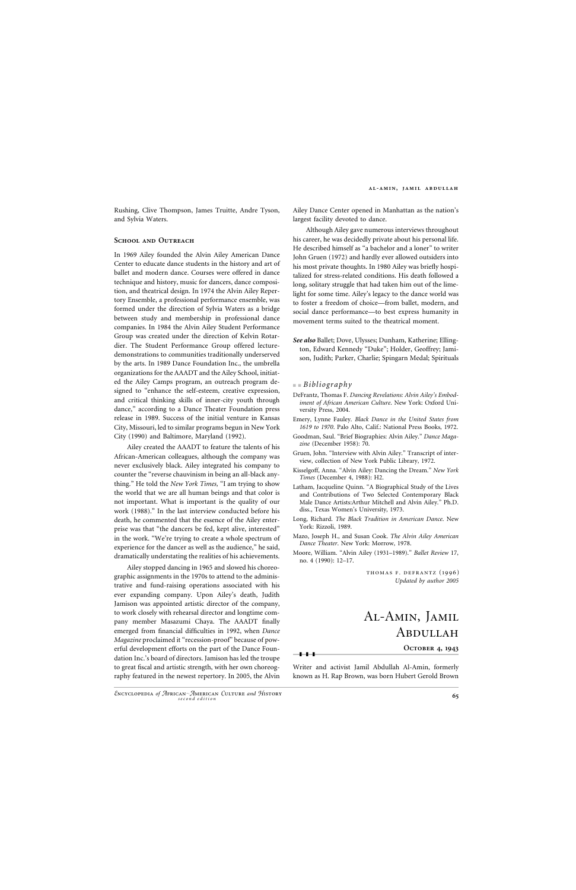Rushing, Clive Thompson, James Truitte, Andre Tyson, and Sylvia Waters.

## School and Outreach

In 1969 Ailey founded the Alvin Ailey American Dance Center to educate dance students in the history and art of ballet and modern dance. Courses were offered in dance technique and history, music for dancers, dance composition, and theatrical design. In 1974 the Alvin Ailey Repertory Ensemble, a professional performance ensemble, was formed under the direction of Sylvia Waters as a bridge between study and membership in professional dance companies. In 1984 the Alvin Ailey Student Performance Group was created under the direction of Kelvin Rotardier. The Student Performance Group offered lecture-demonstrations to communities traditionally underserved by the arts. In 1989 Dance Foundation Inc., the umbrella organizations for the AAADT and the Ailey School, initiated the Ailey Camps program, an outreach program designed to "enhance the self-esteem, creative expression, and critical thinking skills of inner-city youth through dance," according to a Dance Theater Foundation press release in 1989. Success of the initial venture in Kansas City, Missouri, led to similar programs begun in New York City (1990) and Baltimore, Maryland (1992).

Ailey created the AAADT to feature the talents of his African-American colleagues, although the company was never exclusively black. Ailey integrated his company to counter the "reverse chauvinism in being an all-black anything." He told the *New York Times,* "I am trying to show the world that we are all human beings and that color is not important. What is important is the quality of our work (1988)." In the last interview conducted before his death, he commented that the essence of the Ailey enterprise was that "the dancers be fed, kept alive, interested" in the work. "We're trying to create a whole spectrum of experience for the dancer as well as the audience," he said, dramatically understating the realities of his achievements.

Ailey stopped dancing in 1965 and slowed his choreographic assignments in the 1970s to attend to the administrative and fund-raising operations associated with his ever expanding company. Upon Ailey's death, Judith Jamison was appointed artistic director of the company, to work closely with rehearsal director and longtime company member Masazumi Chaya. The AAADT finally emerged from financial difficulties in 1992, when *Dance Magazine* proclaimed it "recession-proof" because of powerful development efforts on the part of the Dance Foundation Inc.'s board of directors. Jamison has led the troupe to great fiscal and artistic strength, with her own choreography featured in the newest repertory. In 2005, the Alvin Ailey Dance Center opened in Manhattan as the nation's largest facility devoted to dance.

Although Ailey gave numerous interviews throughout his career, he was decidedly private about his personal life. He described himself as "a bachelor and a loner" to writer John Gruen (1972) and hardly ever allowed outsiders into his most private thoughts. In 1980 Ailey was briefly hospitalized for stress-related conditions. His death followed a long, solitary struggle that had taken him out of the limelight for some time. Ailey's legacy to the dance world was to foster a freedom of choice—from ballet, modern, and social dance performance—to best express humanity in movement terms suited to the theatrical moment.

***See also*** Ballet; Dove, Ulysses; Dunham, Katherine; Ellington, Edward Kennedy "Duke"; Holder, Geoffrey; Jamison, Judith; Parker, Charlie; Spingarn Medal; Spirituals

### *Bibliography*

DeFrantz, Thomas F. *Dancing Revelations: Alvin Ailey's Embodiment of African American Culture*. New York: Oxford University Press, 2004.

Emery, Lynne Fauley. *Black Dance in the United States from 1619 to 1970*. Palo Alto, Calif.: National Press Books, 1972.

Goodman, Saul. "Brief Biographies: Alvin Ailey." *Dance Magazine* (December 1958): 70.

Gruen, John. "Interview with Alvin Ailey." Transcript of interview, collection of New York Public Library, 1972.

Kisselgoff, Anna. "Alvin Ailey: Dancing the Dream." *New York Times* (December 4, 1988): H2.

Latham, Jacqueline Quinn. "A Biographical Study of the Lives and Contributions of Two Selected Contemporary Black Male Dance Artists:Arthur Mitchell and Alvin Ailey." Ph.D. diss., Texas Women's University, 1973.

Long, Richard. *The Black Tradition in American Dance*. New York: Rizzoli, 1989.

Mazo, Joseph H., and Susan Cook. *The Alvin Ailey American Dance Theater*. New York: Morrow, 1978.

Moore, William. "Alvin Ailey (1931–1989)." *Ballet Review* 17, no. 4 (1990): 12–17.

THOMAS F. DEFRANTZ (1996)
*Updated by author 2005*

# Al-Amin, Jamil Abdullah

**October 4, 1943**

Writer and activist Jamil Abdullah Al-Amin, formerly known as H. Rap Brown, was born Hubert Gerold Brown